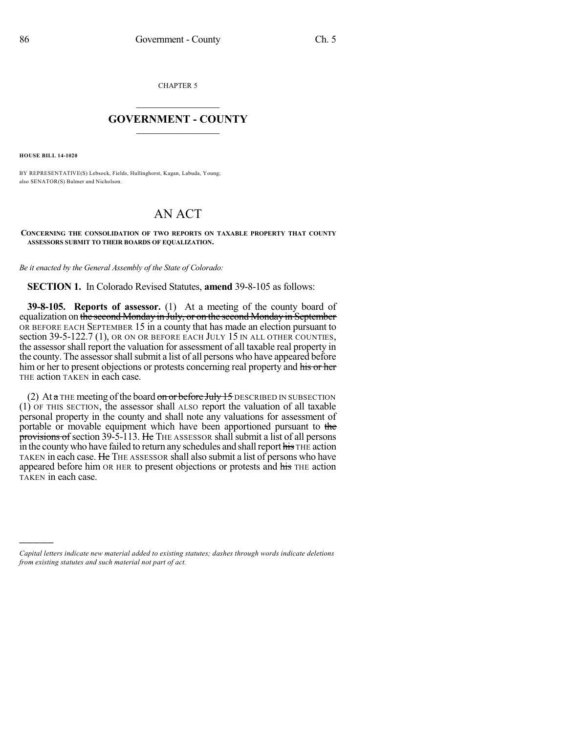CHAPTER 5

# GOVERNMENT - COUNTY

**HOUSE BILL 14-1020**

BY REPRESENTATIVE(S) Lebsock, Fields, Hullinghorst, Kagan, Labuda, Young; also SENATOR(S) Balmer and Nicholson.

# AN ACT

**CONCERNING THE CONSOLIDATION OF TWO REPORTS ON TAXABLE PROPERTY THAT COUNTY ASSESSORS SUBMIT TO THEIR BOARDS OF EQUALIZATION.**

*Be it enacted by the General Assembly of the State of Colorado:*

**SECTION 1.** In Colorado Revised Statutes, **amend** 39-8-105 as follows:

**39-8-105. Reports of assessor.** (1) At a meeting of the county board of equalization on ~~the second Monday in July, or on the second Monday in September~~ OR BEFORE EACH SEPTEMBER 15 in a county that has made an election pursuant to section 39-5-122.7 (1), OR ON OR BEFORE EACH JULY 15 IN ALL OTHER COUNTIES, the assessor shall report the valuation for assessment of all taxable real property in the county. The assessor shall submit a list of all persons who have appeared before him or her to present objections or protests concerning real property and ~~his or her~~ THE action TAKEN in each case.

(2) At ~~a~~ THE meeting of the board ~~on or before July 15~~ DESCRIBED IN SUBSECTION (1) OF THIS SECTION, the assessor shall ALSO report the valuation of all taxable personal property in the county and shall note any valuations for assessment of portable or movable equipment which have been apportioned pursuant to ~~the provisions of~~ section 39-5-113. ~~He~~ THE ASSESSOR shall submit a list of all persons in the county who have failed to return any schedules and shall report ~~his~~ THE action TAKEN in each case. ~~He~~ THE ASSESSOR shall also submit a list of persons who have appeared before him OR HER to present objections or protests and ~~his~~ THE action TAKEN in each case.

---

*Capital letters indicate new material added to existing statutes; dashes through words indicate deletions from existing statutes and such material not part of act.*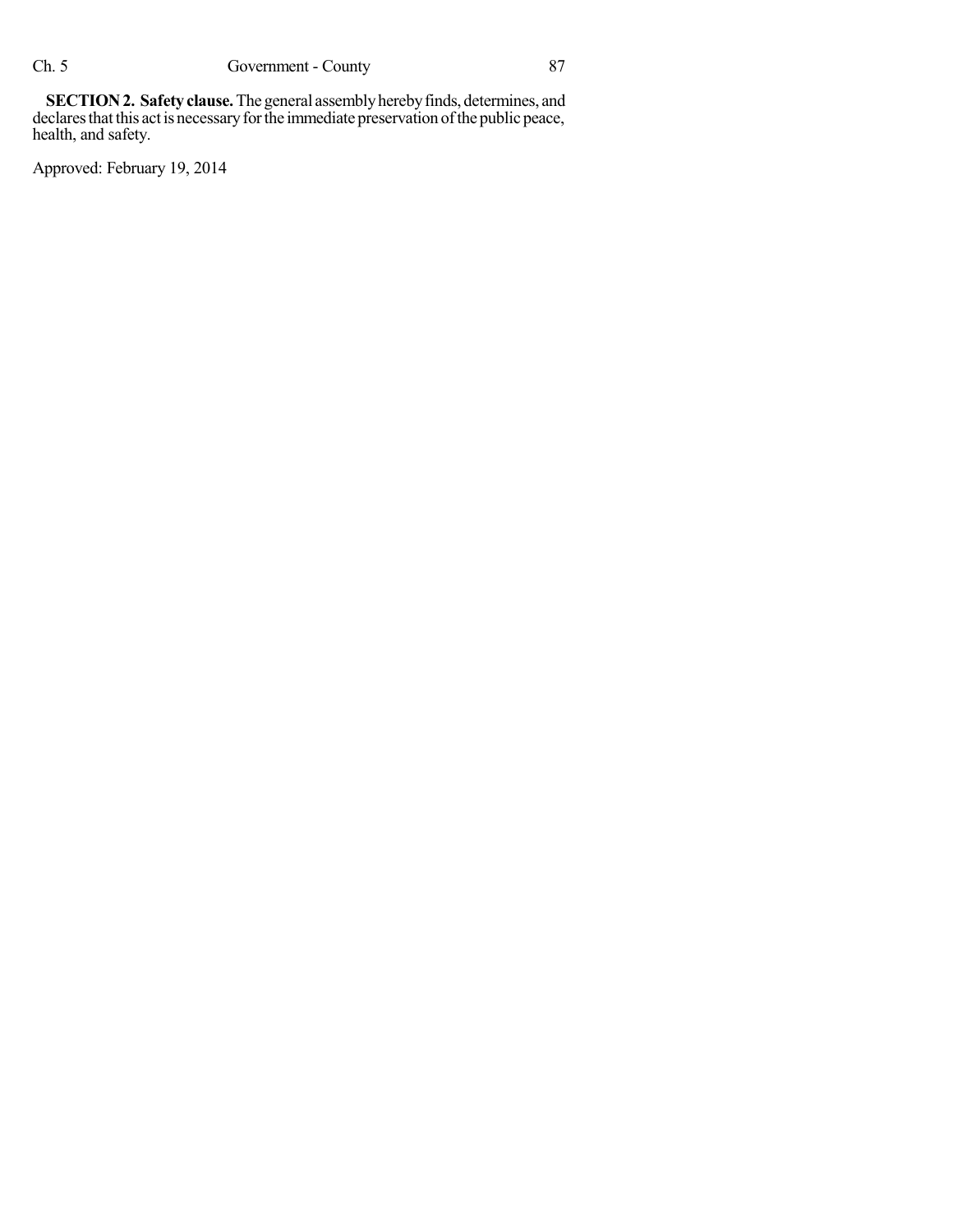**SECTION 2. Safety clause.** The general assembly hereby finds, determines, and declares that this act is necessary for the immediate preservation of the public peace, health, and safety.

Approved: February 19, 2014